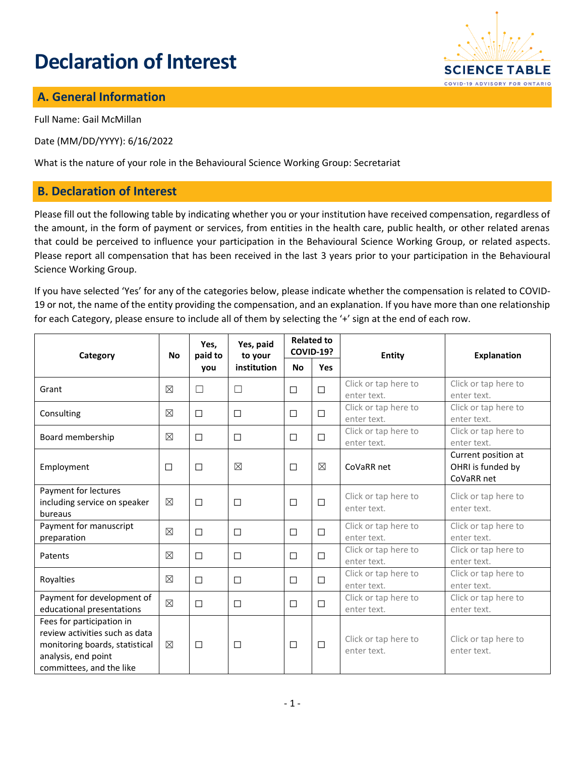# Declaration of Interest

## A. General Information

Full Name: Gail McMillan

Date (MM/DD/YYYY): 6/16/2022

What is the nature of your role in the Behavioural Science Working Group: Secretariat

## B. Declaration of Interest

Please fill out the following table by indicating whether you or your institution have received compensation, regardless of the amount, in the form of payment or services, from entities in the health care, public health, or other related arenas that could be perceived to influence your participation in the Behavioural Science Working Group, or related aspects. Please report all compensation that has been received in the last 3 years prior to your participation in the Behavioural Science Working Group.

If you have selected 'Yes' for any of the categories below, please indicate whether the compensation is related to COVID-19 or not, the name of the entity providing the compensation, and an explanation. If you have more than one relationship for each Category, please ensure to include all of them by selecting the '+' sign at the end of each row.

| Category | No | Yes, paid to you | Yes, paid to your institution | Related to COVID-19? | | Entity | Explanation |
|---|---|---|---|---|---|---|---|
| | | | | No | Yes | | |
| Grant | ☒ | ☐ | ☐ | ☐ | ☐ | Click or tap here to enter text. | Click or tap here to enter text. |
| Consulting | ☒ | ☐ | ☐ | ☐ | ☐ | Click or tap here to enter text. | Click or tap here to enter text. |
| Board membership | ☒ | ☐ | ☐ | ☐ | ☐ | Click or tap here to enter text. | Click or tap here to enter text. |
| Employment | ☐ | ☐ | ☒ | ☐ | ☒ | CoVaRR net | Current position at OHRI is funded by CoVaRR net |
| Payment for lectures including service on speaker bureaus | ☒ | ☐ | ☐ | ☐ | ☐ | Click or tap here to enter text. | Click or tap here to enter text. |
| Payment for manuscript preparation | ☒ | ☐ | ☐ | ☐ | ☐ | Click or tap here to enter text. | Click or tap here to enter text. |
| Patents | ☒ | ☐ | ☐ | ☐ | ☐ | Click or tap here to enter text. | Click or tap here to enter text. |
| Royalties | ☒ | ☐ | ☐ | ☐ | ☐ | Click or tap here to enter text. | Click or tap here to enter text. |
| Payment for development of educational presentations | ☒ | ☐ | ☐ | ☐ | ☐ | Click or tap here to enter text. | Click or tap here to enter text. |
| Fees for participation in review activities such as data monitoring boards, statistical analysis, end point committees, and the like | ☒ | ☐ | ☐ | ☐ | ☐ | Click or tap here to enter text. | Click or tap here to enter text. |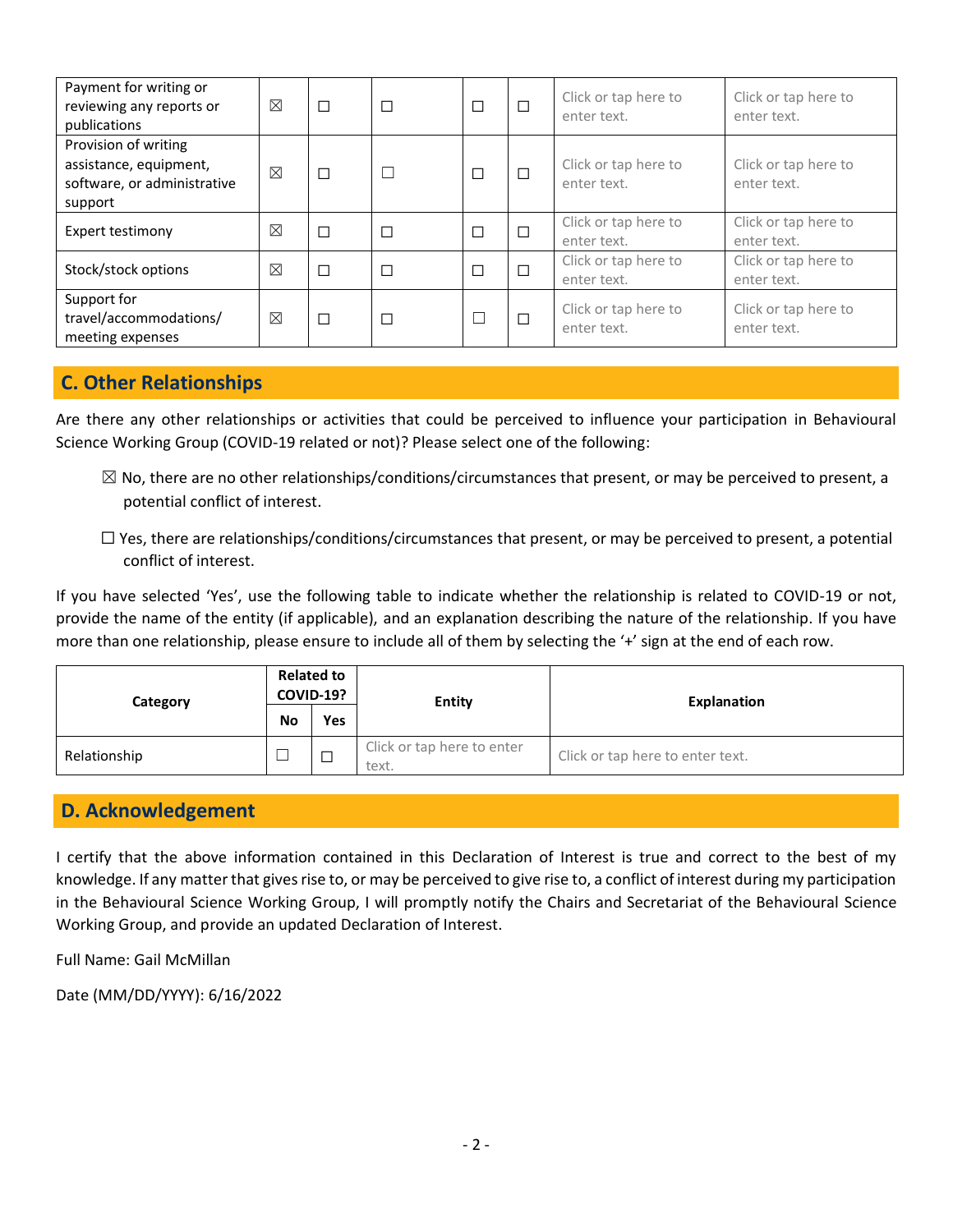| | | | | | | | |
|---|---|---|---|---|---|---|---|
| Payment for writing or reviewing any reports or publications | ☒ | ☐ | ☐ | ☐ | ☐ | Click or tap here to enter text. | Click or tap here to enter text. |
| Provision of writing assistance, equipment, software, or administrative support | ☒ | ☐ | ☐ | ☐ | ☐ | Click or tap here to enter text. | Click or tap here to enter text. |
| Expert testimony | ☒ | ☐ | ☐ | ☐ | ☐ | Click or tap here to enter text. | Click or tap here to enter text. |
| Stock/stock options | ☒ | ☐ | ☐ | ☐ | ☐ | Click or tap here to enter text. | Click or tap here to enter text. |
| Support for travel/accommodations/ meeting expenses | ☒ | ☐ | ☐ | ☐ | ☐ | Click or tap here to enter text. | Click or tap here to enter text. |

## C. Other Relationships

Are there any other relationships or activities that could be perceived to influence your participation in Behavioural Science Working Group (COVID-19 related or not)? Please select one of the following:

☒ No, there are no other relationships/conditions/circumstances that present, or may be perceived to present, a potential conflict of interest.

☐ Yes, there are relationships/conditions/circumstances that present, or may be perceived to present, a potential conflict of interest.

If you have selected 'Yes', use the following table to indicate whether the relationship is related to COVID-19 or not, provide the name of the entity (if applicable), and an explanation describing the nature of the relationship. If you have more than one relationship, please ensure to include all of them by selecting the '+' sign at the end of each row.

| Category | Related to COVID-19? | | Entity | Explanation |
|---|---|---|---|---|
| | No | Yes | | |
| Relationship | ☐ | ☐ | Click or tap here to enter text. | Click or tap here to enter text. |

## D. Acknowledgement

I certify that the above information contained in this Declaration of Interest is true and correct to the best of my knowledge. If any matter that gives rise to, or may be perceived to give rise to, a conflict of interest during my participation in the Behavioural Science Working Group, I will promptly notify the Chairs and Secretariat of the Behavioural Science Working Group, and provide an updated Declaration of Interest.

Full Name: Gail McMillan

Date (MM/DD/YYYY): 6/16/2022